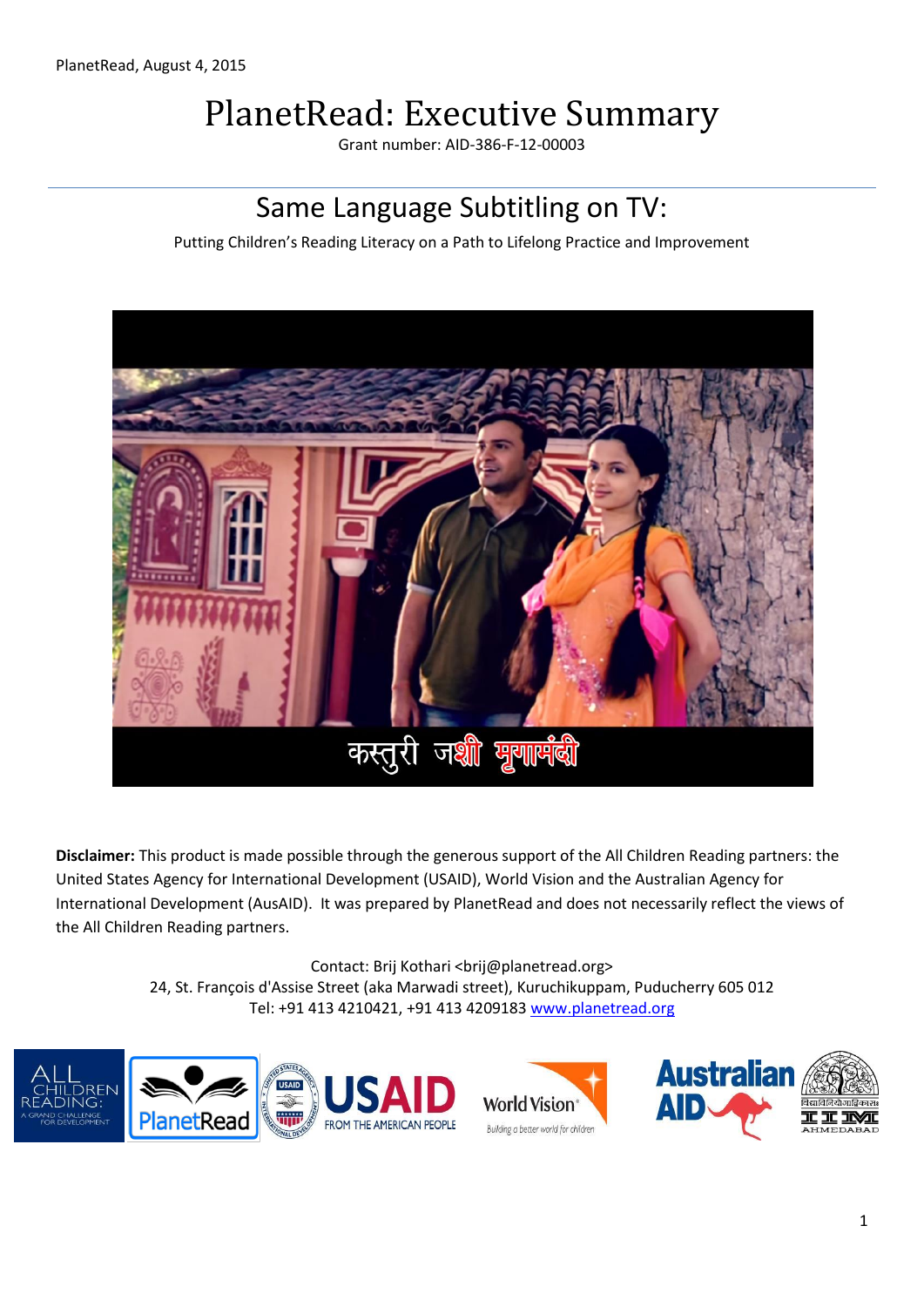PlanetRead, August 4, 2015

# PlanetRead: Executive Summary

Grant number: AID-386-F-12-00003

## Same Language Subtitling on TV:

Putting Children's Reading Literacy on a Path to Lifelong Practice and Improvement

**Disclaimer:** This product is made possible through the generous support of the All Children Reading partners: the United States Agency for International Development (USAID), World Vision and the Australian Agency for International Development (AusAID). It was prepared by PlanetRead and does not necessarily reflect the views of the All Children Reading partners.

Contact: Brij Kothari <brij@planetread.org>
24, St. François d'Assise Street (aka Marwadi street), Kuruchikuppam, Puducherry 605 012
Tel: +91 413 4210421, +91 413 4209183 [www.planetread.org](http://www.planetread.org)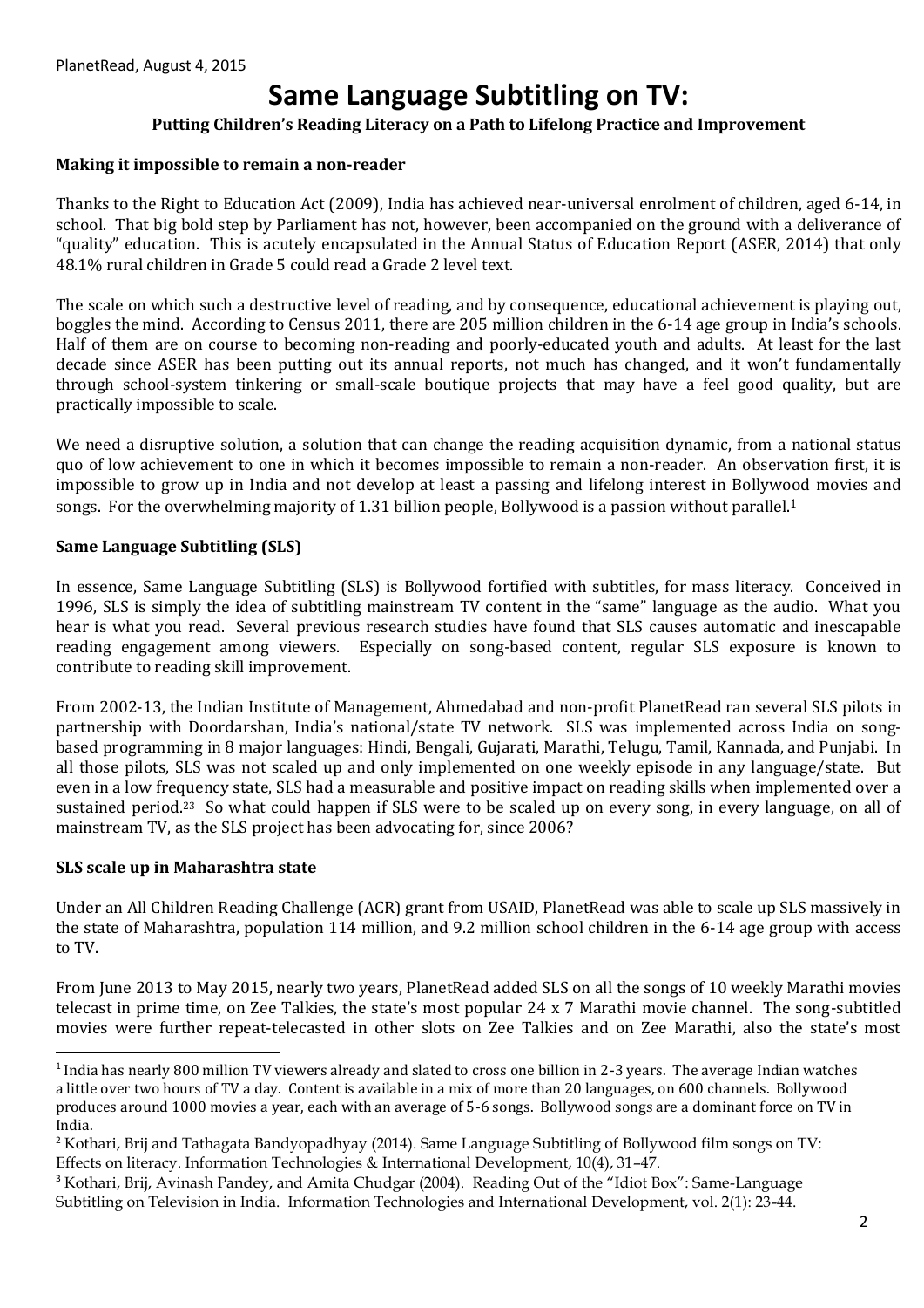PlanetRead, August 4, 2015

# Same Language Subtitling on TV:

**Putting Children's Reading Literacy on a Path to Lifelong Practice and Improvement**

### Making it impossible to remain a non-reader

Thanks to the Right to Education Act (2009), India has achieved near-universal enrolment of children, aged 6-14, in school. That big bold step by Parliament has not, however, been accompanied on the ground with a deliverance of "quality" education. This is acutely encapsulated in the Annual Status of Education Report (ASER, 2014) that only 48.1% rural children in Grade 5 could read a Grade 2 level text.

The scale on which such a destructive level of reading, and by consequence, educational achievement is playing out, boggles the mind. According to Census 2011, there are 205 million children in the 6-14 age group in India's schools. Half of them are on course to becoming non-reading and poorly-educated youth and adults. At least for the last decade since ASER has been putting out its annual reports, not much has changed, and it won't fundamentally through school-system tinkering or small-scale boutique projects that may have a feel good quality, but are practically impossible to scale.

We need a disruptive solution, a solution that can change the reading acquisition dynamic, from a national status quo of low achievement to one in which it becomes impossible to remain a non-reader. An observation first, it is impossible to grow up in India and not develop at least a passing and lifelong interest in Bollywood movies and songs. For the overwhelming majority of 1.31 billion people, Bollywood is a passion without parallel.[1]

### Same Language Subtitling (SLS)

In essence, Same Language Subtitling (SLS) is Bollywood fortified with subtitles, for mass literacy. Conceived in 1996, SLS is simply the idea of subtitling mainstream TV content in the "same" language as the audio. What you hear is what you read. Several previous research studies have found that SLS causes automatic and inescapable reading engagement among viewers. Especially on song-based content, regular SLS exposure is known to contribute to reading skill improvement.

From 2002-13, the Indian Institute of Management, Ahmedabad and non-profit PlanetRead ran several SLS pilots in partnership with Doordarshan, India's national/state TV network. SLS was implemented across India on song-based programming in 8 major languages: Hindi, Bengali, Gujarati, Marathi, Telugu, Tamil, Kannada, and Punjabi. In all those pilots, SLS was not scaled up and only implemented on one weekly episode in any language/state. But even in a low frequency state, SLS had a measurable and positive impact on reading skills when implemented over a sustained period.[2,3] So what could happen if SLS were to be scaled up on every song, in every language, on all of mainstream TV, as the SLS project has been advocating for, since 2006?

### SLS scale up in Maharashtra state

Under an All Children Reading Challenge (ACR) grant from USAID, PlanetRead was able to scale up SLS massively in the state of Maharashtra, population 114 million, and 9.2 million school children in the 6-14 age group with access to TV.

From June 2013 to May 2015, nearly two years, PlanetRead added SLS on all the songs of 10 weekly Marathi movies telecast in prime time, on Zee Talkies, the state's most popular 24 x 7 Marathi movie channel. The song-subtitled movies were further repeat-telecasted in other slots on Zee Talkies and on Zee Marathi, also the state's most

---

[1] India has nearly 800 million TV viewers already and slated to cross one billion in 2-3 years. The average Indian watches a little over two hours of TV a day. Content is available in a mix of more than 20 languages, on 600 channels. Bollywood produces around 1000 movies a year, each with an average of 5-6 songs. Bollywood songs are a dominant force on TV in India.

[2] Kothari, Brij and Tathagata Bandyopadhyay (2014). Same Language Subtitling of Bollywood film songs on TV: Effects on literacy. Information Technologies & International Development, 10(4), 31–47.

[3] Kothari, Brij, Avinash Pandey, and Amita Chudgar (2004). Reading Out of the "Idiot Box": Same-Language Subtitling on Television in India. Information Technologies and International Development, vol. 2(1): 23-44.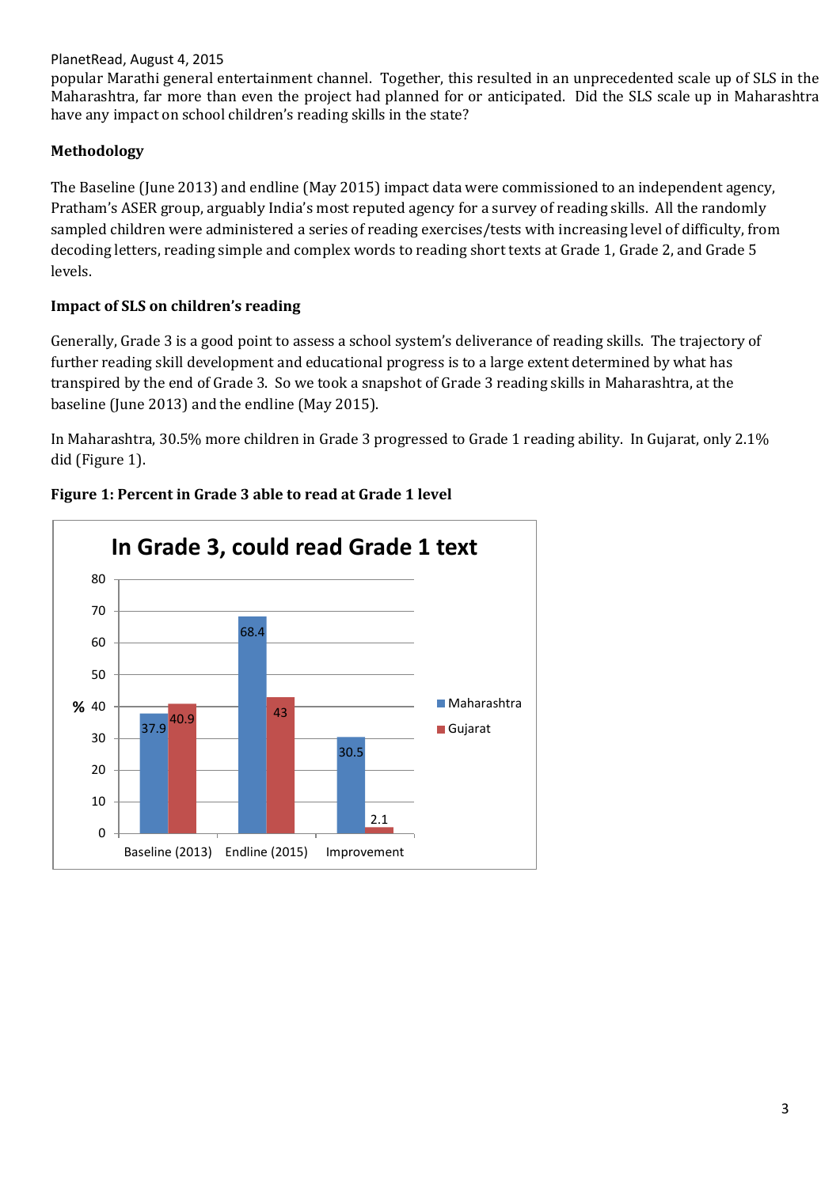popular Marathi general entertainment channel. Together, this resulted in an unprecedented scale up of SLS in the Maharashtra, far more than even the project had planned for or anticipated. Did the SLS scale up in Maharashtra have any impact on school children's reading skills in the state?

### Methodology

The Baseline (June 2013) and endline (May 2015) impact data were commissioned to an independent agency, Pratham's ASER group, arguably India's most reputed agency for a survey of reading skills. All the randomly sampled children were administered a series of reading exercises/tests with increasing level of difficulty, from decoding letters, reading simple and complex words to reading short texts at Grade 1, Grade 2, and Grade 5 levels.

### Impact of SLS on children's reading

Generally, Grade 3 is a good point to assess a school system's deliverance of reading skills. The trajectory of further reading skill development and educational progress is to a large extent determined by what has transpired by the end of Grade 3. So we took a snapshot of Grade 3 reading skills in Maharashtra, at the baseline (June 2013) and the endline (May 2015).

In Maharashtra, 30.5% more children in Grade 3 progressed to Grade 1 reading ability. In Gujarat, only 2.1% did (Figure 1).

**Figure 1: Percent in Grade 3 able to read at Grade 1 level**

In Grade 3, could read Grade 1 text

| % | Baseline (2013) | Endline (2015) | Improvement |
|---|---|---|---|
| Maharashtra | 37.9 | 68.4 | 30.5 |
| Gujarat | 40.9 | 43 | 2.1 |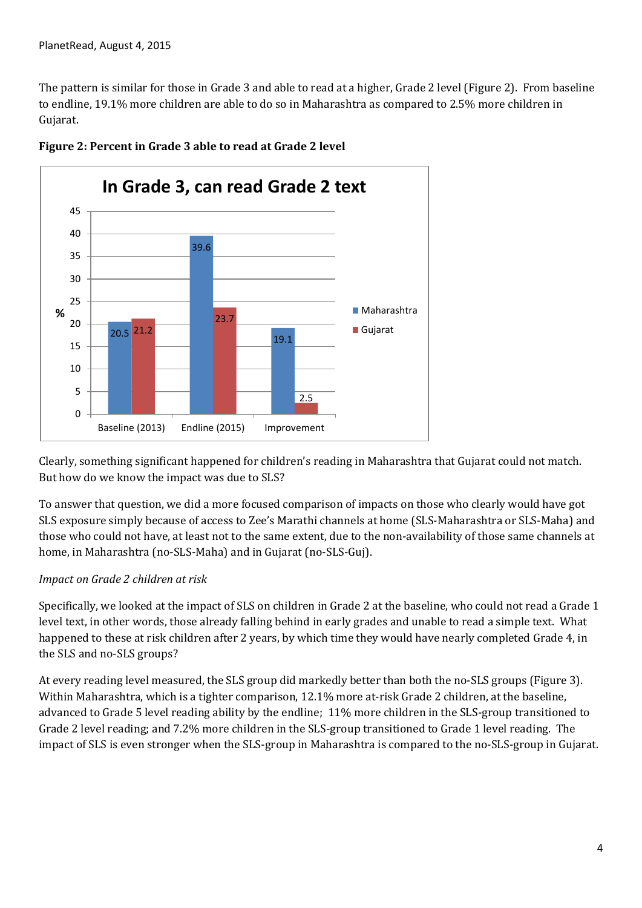The pattern is similar for those in Grade 3 and able to read at a higher, Grade 2 level (Figure 2). From baseline to endline, 19.1% more children are able to do so in Maharashtra as compared to 2.5% more children in Gujarat.

**Figure 2: Percent in Grade 3 able to read at Grade 2 level**

**In Grade 3, can read Grade 2 text**

| % | Baseline (2013) | Endline (2015) | Improvement |
|---|---|---|---|
| Maharashtra | 20.5 | 39.6 | 19.1 |
| Gujarat | 21.2 | 23.7 | 2.5 |

Clearly, something significant happened for children's reading in Maharashtra that Gujarat could not match. But how do we know the impact was due to SLS?

To answer that question, we did a more focused comparison of impacts on those who clearly would have got SLS exposure simply because of access to Zee's Marathi channels at home (SLS-Maharashtra or SLS-Maha) and those who could not have, at least not to the same extent, due to the non-availability of those same channels at home, in Maharashtra (no-SLS-Maha) and in Gujarat (no-SLS-Guj).

*Impact on Grade 2 children at risk*

Specifically, we looked at the impact of SLS on children in Grade 2 at the baseline, who could not read a Grade 1 level text, in other words, those already falling behind in early grades and unable to read a simple text. What happened to these at risk children after 2 years, by which time they would have nearly completed Grade 4, in the SLS and no-SLS groups?

At every reading level measured, the SLS group did markedly better than both the no-SLS groups (Figure 3). Within Maharashtra, which is a tighter comparison, 12.1% more at-risk Grade 2 children, at the baseline, advanced to Grade 5 level reading ability by the endline; 11% more children in the SLS-group transitioned to Grade 2 level reading; and 7.2% more children in the SLS-group transitioned to Grade 1 level reading. The impact of SLS is even stronger when the SLS-group in Maharashtra is compared to the no-SLS-group in Gujarat.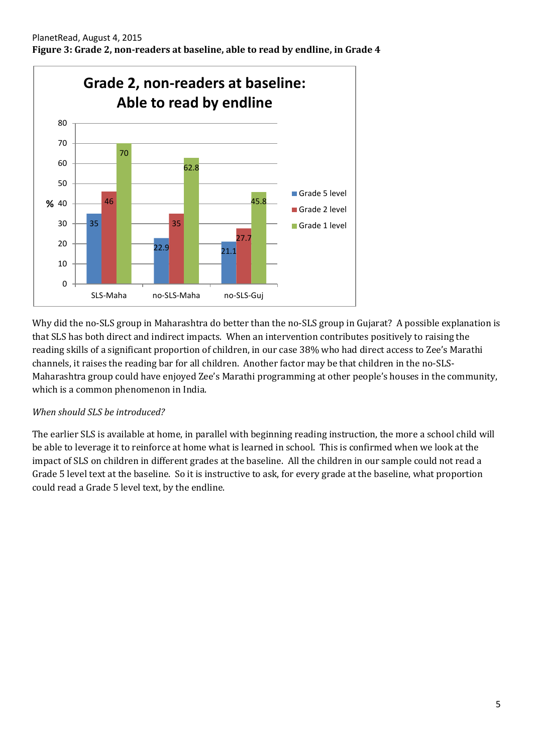**Figure 3: Grade 2, non-readers at baseline, able to read by endline, in Grade 4**

**Grade 2, non-readers at baseline: Able to read by endline**

| % | Grade 5 level | Grade 2 level | Grade 1 level |
|---|---|---|---|
| SLS-Maha | 35 | 46 | 70 |
| no-SLS-Maha | 22.9 | 35 | 62.8 |
| no-SLS-Guj | 21.1 | 27.7 | 45.8 |

Why did the no-SLS group in Maharashtra do better than the no-SLS group in Gujarat? A possible explanation is that SLS has both direct and indirect impacts. When an intervention contributes positively to raising the reading skills of a significant proportion of children, in our case 38% who had direct access to Zee's Marathi channels, it raises the reading bar for all children. Another factor may be that children in the no-SLS-Maharashtra group could have enjoyed Zee's Marathi programming at other people's houses in the community, which is a common phenomenon in India.

*When should SLS be introduced?*

The earlier SLS is available at home, in parallel with beginning reading instruction, the more a school child will be able to leverage it to reinforce at home what is learned in school. This is confirmed when we look at the impact of SLS on children in different grades at the baseline. All the children in our sample could not read a Grade 5 level text at the baseline. So it is instructive to ask, for every grade at the baseline, what proportion could read a Grade 5 level text, by the endline.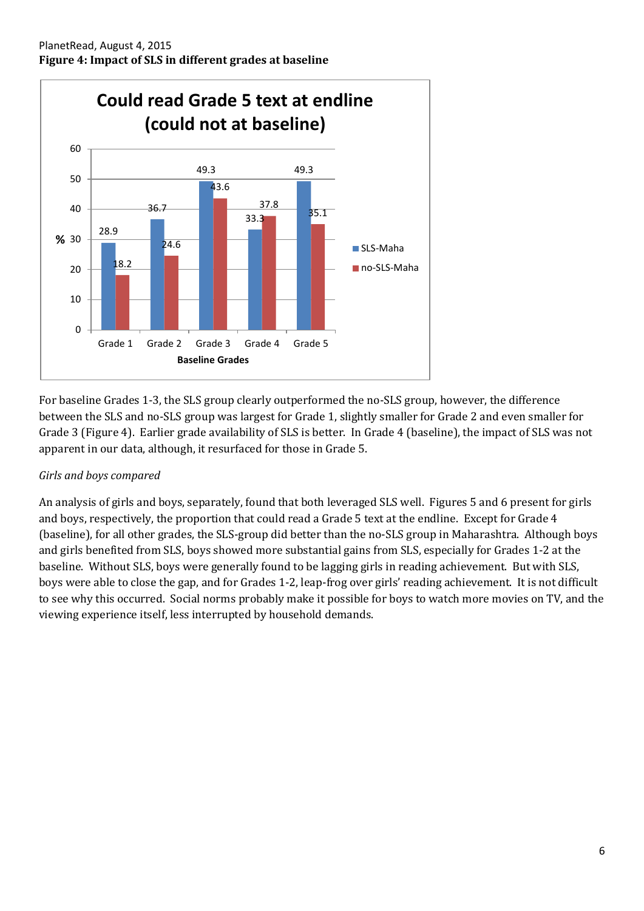**Figure 4: Impact of SLS in different grades at baseline**

**Could read Grade 5 text at endline (could not at baseline)**

| Baseline Grades | SLS-Maha (%) | no-SLS-Maha (%) |
|---|---|---|
| Grade 1 | 28.9 | 18.2 |
| Grade 2 | 36.7 | 24.6 |
| Grade 3 | 49.3 | 43.6 |
| Grade 4 | 33.3 | 37.8 |
| Grade 5 | 49.3 | 35.1 |

For baseline Grades 1-3, the SLS group clearly outperformed the no-SLS group, however, the difference between the SLS and no-SLS group was largest for Grade 1, slightly smaller for Grade 2 and even smaller for Grade 3 (Figure 4). Earlier grade availability of SLS is better. In Grade 4 (baseline), the impact of SLS was not apparent in our data, although, it resurfaced for those in Grade 5.

*Girls and boys compared*

An analysis of girls and boys, separately, found that both leveraged SLS well. Figures 5 and 6 present for girls and boys, respectively, the proportion that could read a Grade 5 text at the endline. Except for Grade 4 (baseline), for all other grades, the SLS-group did better than the no-SLS group in Maharashtra. Although boys and girls benefited from SLS, boys showed more substantial gains from SLS, especially for Grades 1-2 at the baseline. Without SLS, boys were generally found to be lagging girls in reading achievement. But with SLS, boys were able to close the gap, and for Grades 1-2, leap-frog over girls' reading achievement. It is not difficult to see why this occurred. Social norms probably make it possible for boys to watch more movies on TV, and the viewing experience itself, less interrupted by household demands.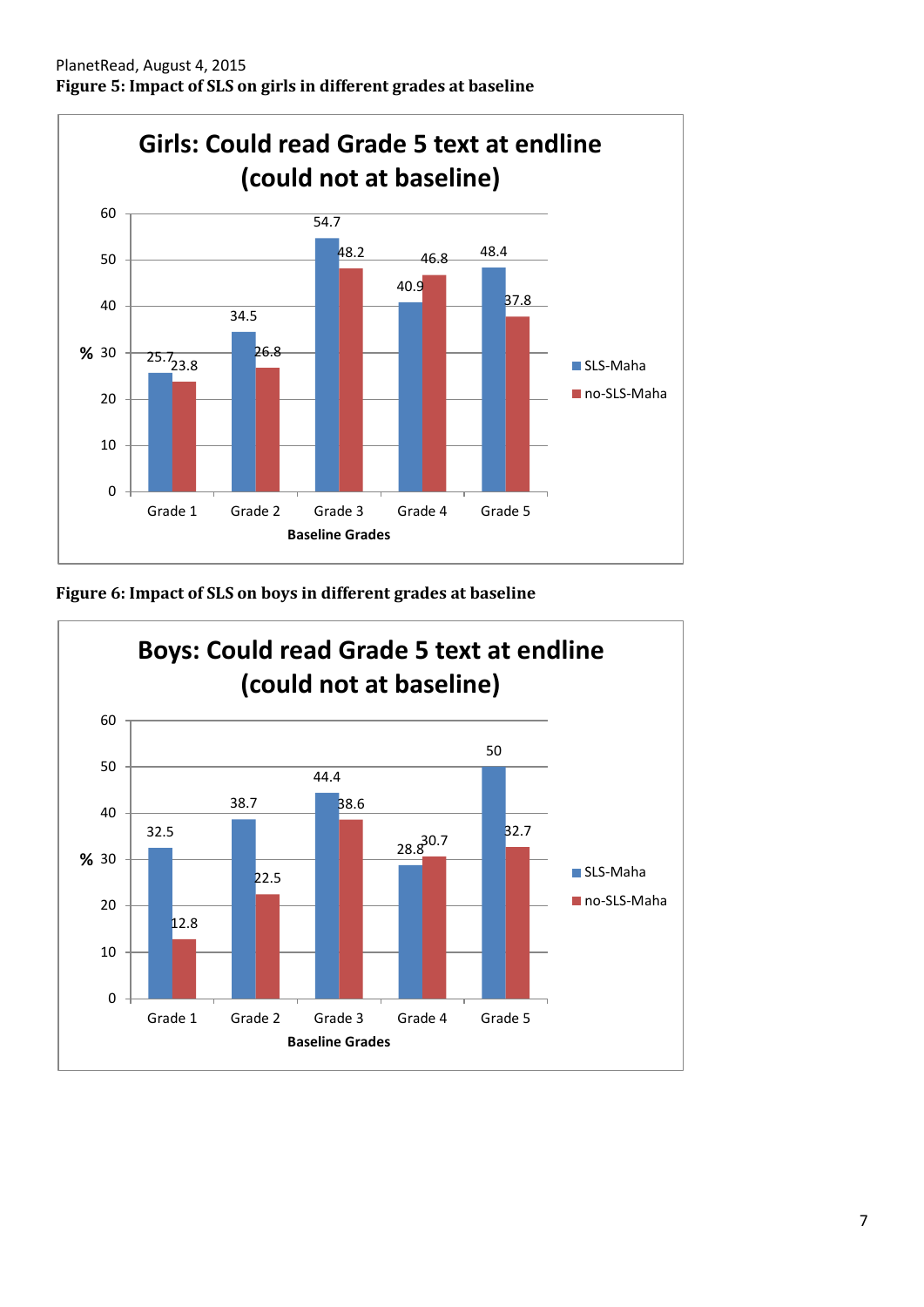**Figure 5: Impact of SLS on girls in different grades at baseline**

**Girls: Could read Grade 5 text at endline (could not at baseline)**

| Baseline Grades | SLS-Maha (%) | no-SLS-Maha (%) |
|---|---|---|
| Grade 1 | 25.7 | 23.8 |
| Grade 2 | 34.5 | 26.8 |
| Grade 3 | 54.7 | 48.2 |
| Grade 4 | 40.9 | 46.8 |
| Grade 5 | 48.4 | 37.8 |

**Figure 6: Impact of SLS on boys in different grades at baseline**

**Boys: Could read Grade 5 text at endline (could not at baseline)**

| Baseline Grades | SLS-Maha (%) | no-SLS-Maha (%) |
|---|---|---|
| Grade 1 | 32.5 | 12.8 |
| Grade 2 | 38.7 | 22.5 |
| Grade 3 | 44.4 | 38.6 |
| Grade 4 | 28.8 | 30.7 |
| Grade 5 | 50 | 32.7 |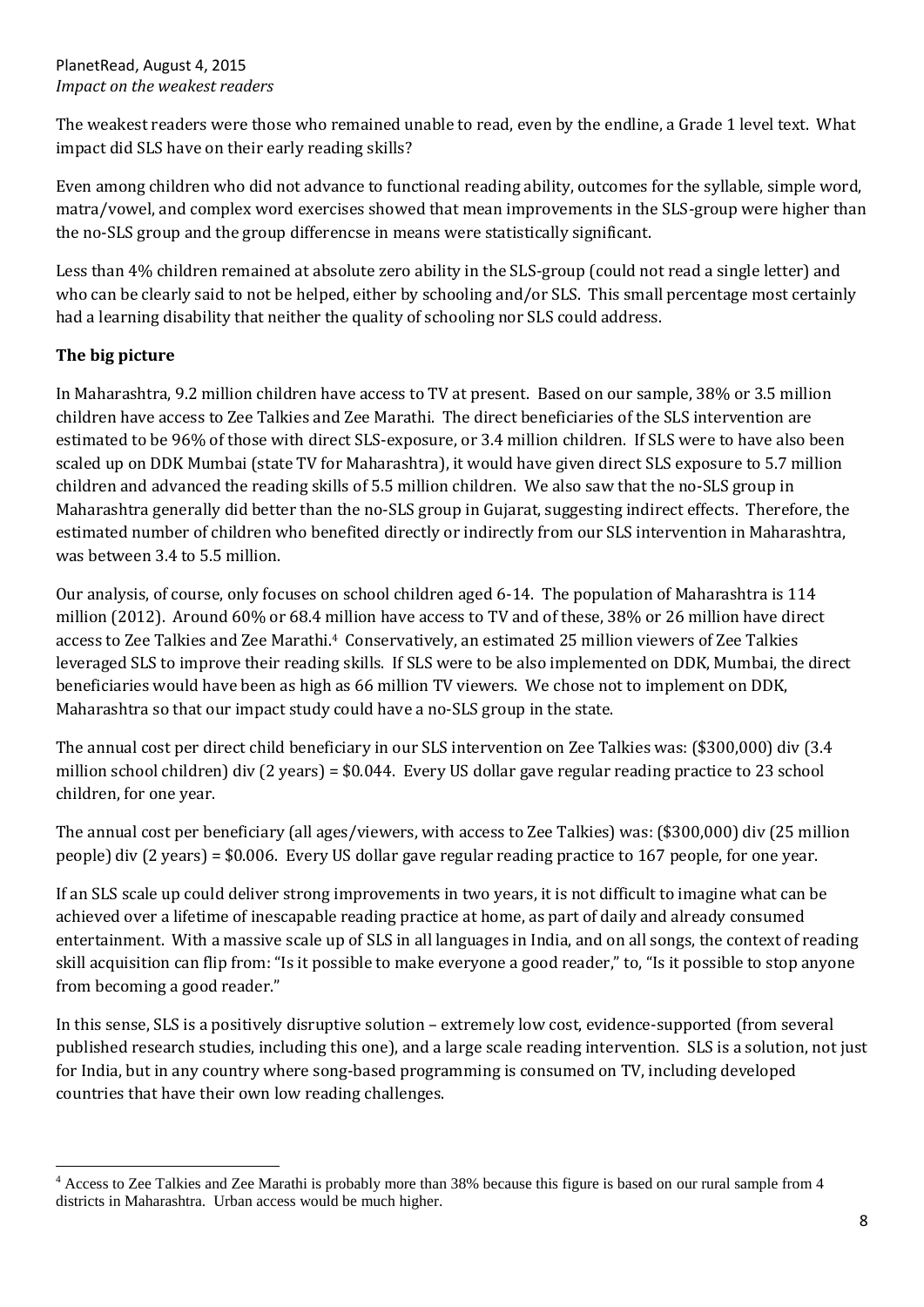The weakest readers were those who remained unable to read, even by the endline, a Grade 1 level text. What impact did SLS have on their early reading skills?

Even among children who did not advance to functional reading ability, outcomes for the syllable, simple word, matra/vowel, and complex word exercises showed that mean improvements in the SLS-group were higher than the no-SLS group and the group differencse in means were statistically significant.

Less than 4% children remained at absolute zero ability in the SLS-group (could not read a single letter) and who can be clearly said to not be helped, either by schooling and/or SLS. This small percentage most certainly had a learning disability that neither the quality of schooling nor SLS could address.

**The big picture**

In Maharashtra, 9.2 million children have access to TV at present. Based on our sample, 38% or 3.5 million children have access to Zee Talkies and Zee Marathi. The direct beneficiaries of the SLS intervention are estimated to be 96% of those with direct SLS-exposure, or 3.4 million children. If SLS were to have also been scaled up on DDK Mumbai (state TV for Maharashtra), it would have given direct SLS exposure to 5.7 million children and advanced the reading skills of 5.5 million children. We also saw that the no-SLS group in Maharashtra generally did better than the no-SLS group in Gujarat, suggesting indirect effects. Therefore, the estimated number of children who benefited directly or indirectly from our SLS intervention in Maharashtra, was between 3.4 to 5.5 million.

Our analysis, of course, only focuses on school children aged 6-14. The population of Maharashtra is 114 million (2012). Around 60% or 68.4 million have access to TV and of these, 38% or 26 million have direct access to Zee Talkies and Zee Marathi.[4] Conservatively, an estimated 25 million viewers of Zee Talkies leveraged SLS to improve their reading skills. If SLS were to be also implemented on DDK, Mumbai, the direct beneficiaries would have been as high as 66 million TV viewers. We chose not to implement on DDK, Maharashtra so that our impact study could have a no-SLS group in the state.

The annual cost per direct child beneficiary in our SLS intervention on Zee Talkies was: ($300,000) div (3.4 million school children) div (2 years) = $0.044. Every US dollar gave regular reading practice to 23 school children, for one year.

The annual cost per beneficiary (all ages/viewers, with access to Zee Talkies) was: ($300,000) div (25 million people) div (2 years) = $0.006. Every US dollar gave regular reading practice to 167 people, for one year.

If an SLS scale up could deliver strong improvements in two years, it is not difficult to imagine what can be achieved over a lifetime of inescapable reading practice at home, as part of daily and already consumed entertainment. With a massive scale up of SLS in all languages in India, and on all songs, the context of reading skill acquisition can flip from: "Is it possible to make everyone a good reader," to, "Is it possible to stop anyone from becoming a good reader."

In this sense, SLS is a positively disruptive solution – extremely low cost, evidence-supported (from several published research studies, including this one), and a large scale reading intervention. SLS is a solution, not just for India, but in any country where song-based programming is consumed on TV, including developed countries that have their own low reading challenges.

---

[4] Access to Zee Talkies and Zee Marathi is probably more than 38% because this figure is based on our rural sample from 4 districts in Maharashtra. Urban access would be much higher.